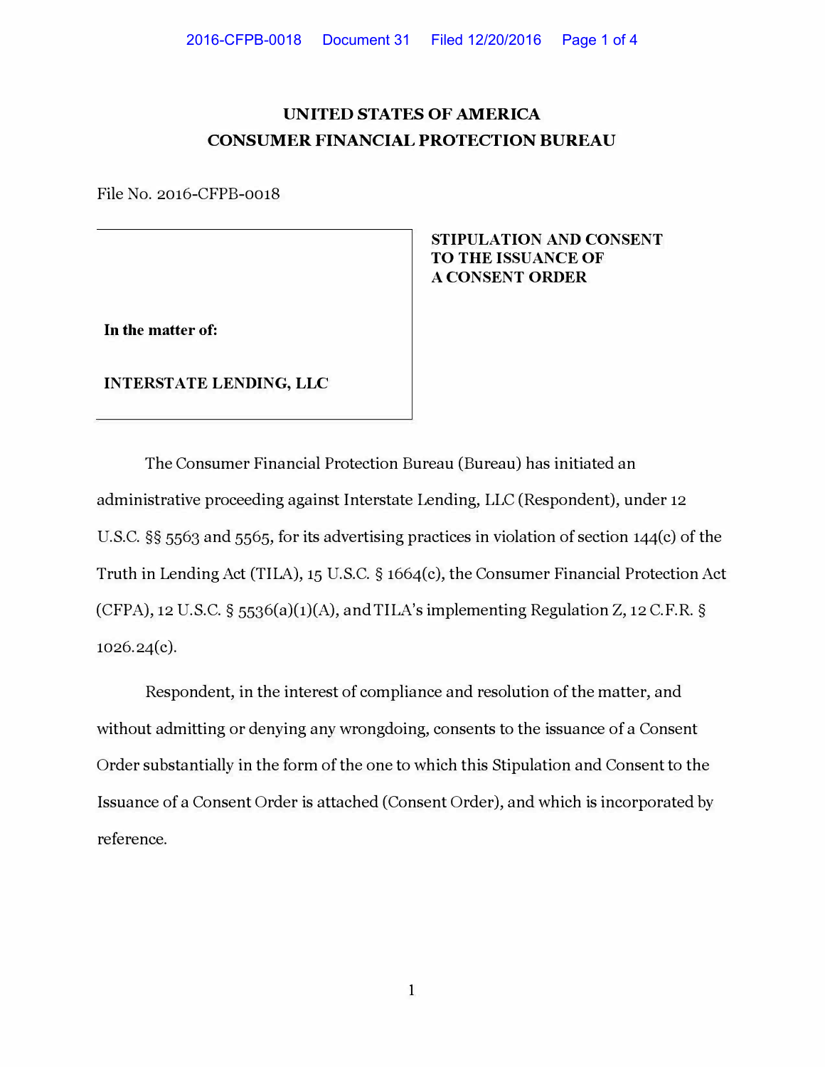# UNITED STATES OF AMERICA
# CONSUMER FINANCIAL PROTECTION BUREAU

File No. 2016-CFPB-0018

**In the matter of:**

**INTERSTATE LENDING, LLC**

**STIPULATION AND CONSENT TO THE ISSUANCE OF A CONSENT ORDER**

The Consumer Financial Protection Bureau (Bureau) has initiated an administrative proceeding against Interstate Lending, LLC (Respondent), under 12 U.S.C. §§ 5563 and 5565, for its advertising practices in violation of section 144(c) of the Truth in Lending Act (TILA), 15 U.S.C. § 1664(c), the Consumer Financial Protection Act (CFPA), 12 U.S.C. § 5536(a)(1)(A), and TILA's implementing Regulation Z, 12 C.F.R. § 1026.24(c).

Respondent, in the interest of compliance and resolution of the matter, and without admitting or denying any wrongdoing, consents to the issuance of a Consent Order substantially in the form of the one to which this Stipulation and Consent to the Issuance of a Consent Order is attached (Consent Order), and which is incorporated by reference.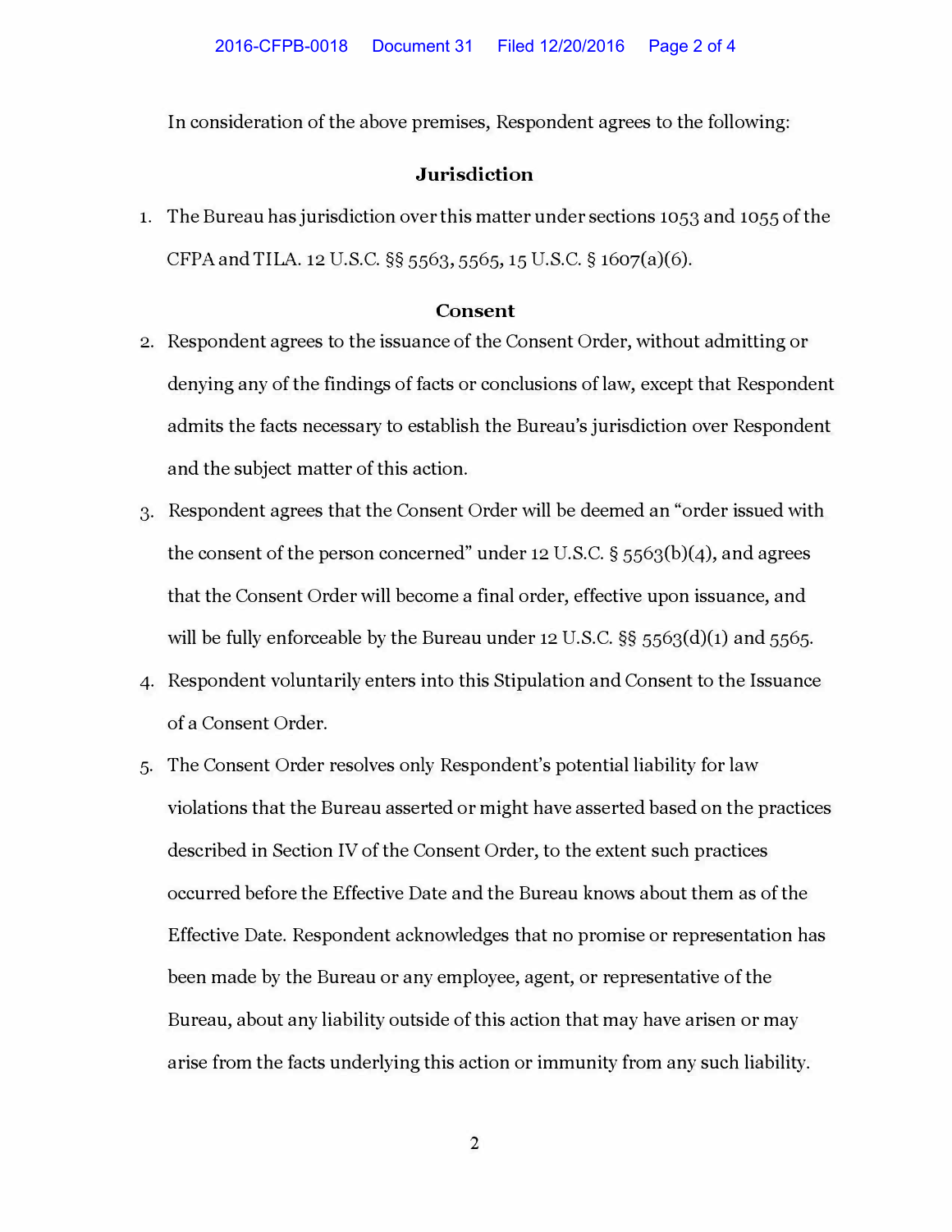In consideration of the above premises, Respondent agrees to the following:

## Jurisdiction

1. The Bureau has jurisdiction over this matter under sections 1053 and 1055 of the CFPA and TILA. 12 U.S.C. §§ 5563, 5565, 15 U.S.C. § 1607(a)(6).

## Consent

2. Respondent agrees to the issuance of the Consent Order, without admitting or denying any of the findings of facts or conclusions of law, except that Respondent admits the facts necessary to establish the Bureau's jurisdiction over Respondent and the subject matter of this action.

3. Respondent agrees that the Consent Order will be deemed an "order issued with the consent of the person concerned" under 12 U.S.C. § 5563(b)(4), and agrees that the Consent Order will become a final order, effective upon issuance, and will be fully enforceable by the Bureau under 12 U.S.C. §§ 5563(d)(1) and 5565.

4. Respondent voluntarily enters into this Stipulation and Consent to the Issuance of a Consent Order.

5. The Consent Order resolves only Respondent's potential liability for law violations that the Bureau asserted or might have asserted based on the practices described in Section IV of the Consent Order, to the extent such practices occurred before the Effective Date and the Bureau knows about them as of the Effective Date. Respondent acknowledges that no promise or representation has been made by the Bureau or any employee, agent, or representative of the Bureau, about any liability outside of this action that may have arisen or may arise from the facts underlying this action or immunity from any such liability.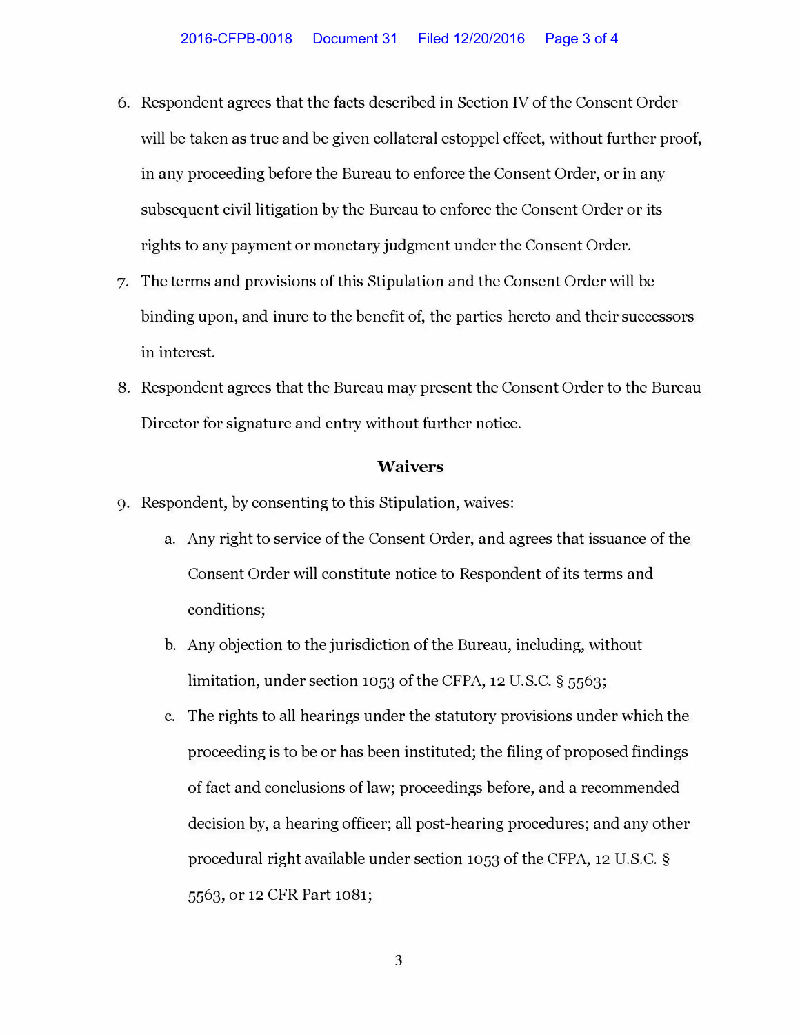6. Respondent agrees that the facts described in Section IV of the Consent Order will be taken as true and be given collateral estoppel effect, without further proof, in any proceeding before the Bureau to enforce the Consent Order, or in any subsequent civil litigation by the Bureau to enforce the Consent Order or its rights to any payment or monetary judgment under the Consent Order.
7. The terms and provisions of this Stipulation and the Consent Order will be binding upon, and inure to the benefit of, the parties hereto and their successors in interest.
8. Respondent agrees that the Bureau may present the Consent Order to the Bureau Director for signature and entry without further notice.

**Waivers**

9. Respondent, by consenting to this Stipulation, waives:
   a. Any right to service of the Consent Order, and agrees that issuance of the Consent Order will constitute notice to Respondent of its terms and conditions;
   b. Any objection to the jurisdiction of the Bureau, including, without limitation, under section 1053 of the CFPA, 12 U.S.C. § 5563;
   c. The rights to all hearings under the statutory provisions under which the proceeding is to be or has been instituted; the filing of proposed findings of fact and conclusions of law; proceedings before, and a recommended decision by, a hearing officer; all post-hearing procedures; and any other procedural right available under section 1053 of the CFPA, 12 U.S.C. § 5563, or 12 CFR Part 1081;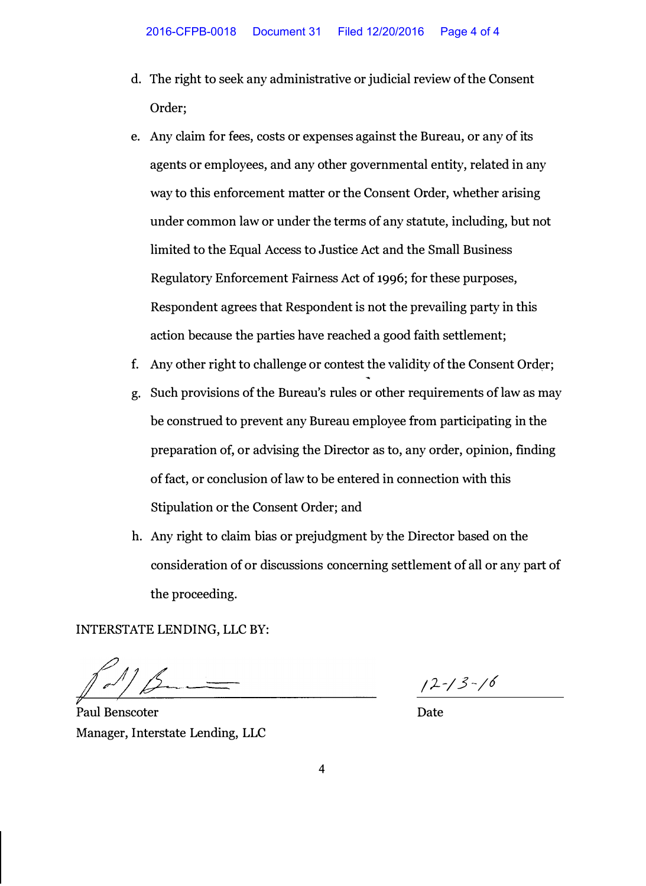d. The right to seek any administrative or judicial review of the Consent Order;

e. Any claim for fees, costs or expenses against the Bureau, or any of its agents or employees, and any other governmental entity, related in any way to this enforcement matter or the Consent Order, whether arising under common law or under the terms of any statute, including, but not limited to the Equal Access to Justice Act and the Small Business Regulatory Enforcement Fairness Act of 1996; for these purposes, Respondent agrees that Respondent is not the prevailing party in this action because the parties have reached a good faith settlement;

f. Any other right to challenge or contest the validity of the Consent Order;

g. Such provisions of the Bureau's rules or other requirements of law as may be construed to prevent any Bureau employee from participating in the preparation of, or advising the Director as to, any order, opinion, finding of fact, or conclusion of law to be entered in connection with this Stipulation or the Consent Order; and

h. Any right to claim bias or prejudgment by the Director based on the consideration of or discussions concerning settlement of all or any part of the proceeding.

INTERSTATE LENDING, LLC BY:

Paul Benscoter
Manager, Interstate Lending, LLC

12-13-16
Date